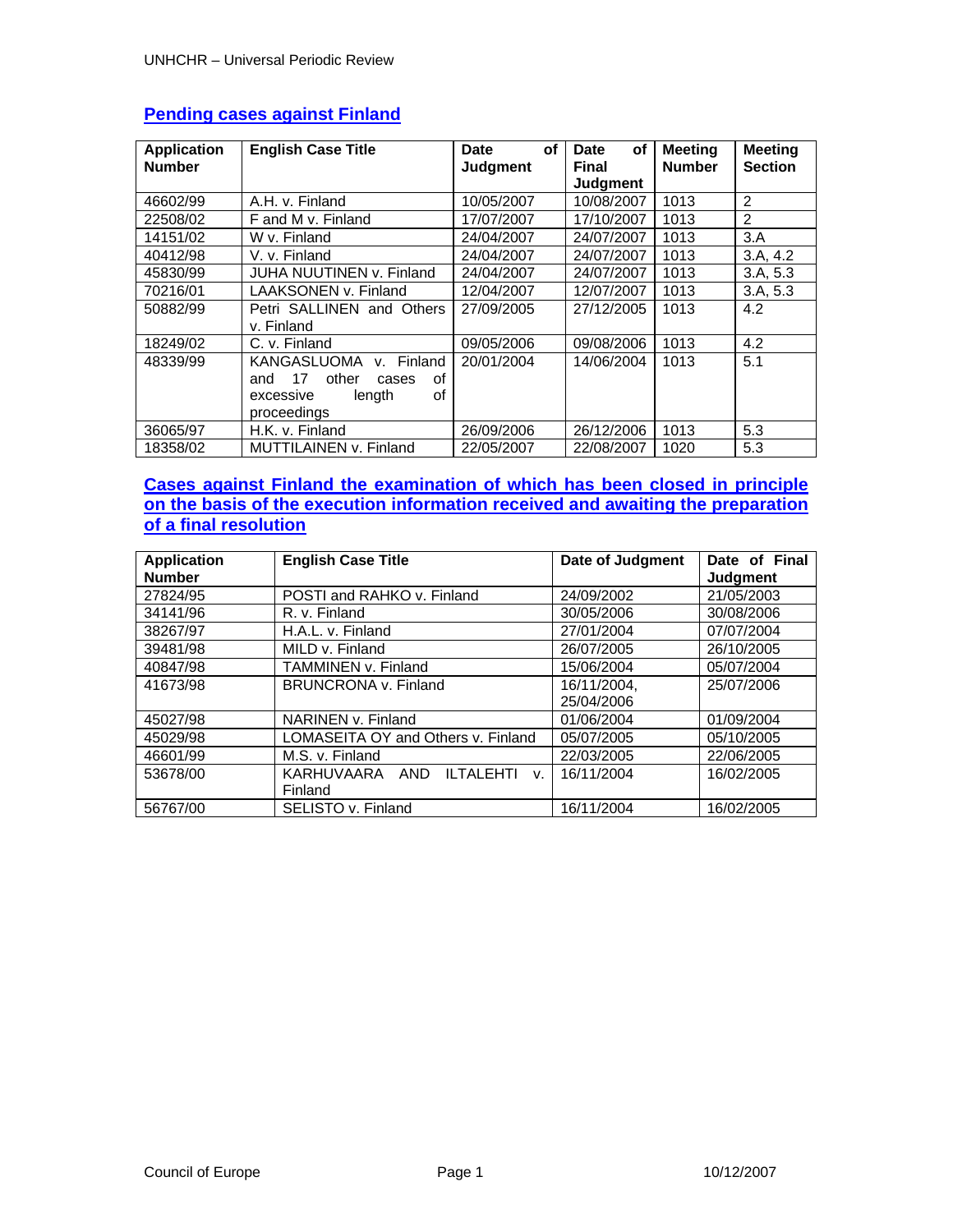## Pending cases against Finland

| Application Number | English Case Title | Date of Judgment | Date of Final Judgment | Meeting Number | Meeting Section |
|---|---|---|---|---|---|
| 46602/99 | A.H. v. Finland | 10/05/2007 | 10/08/2007 | 1013 | 2 |
| 22508/02 | F and M v. Finland | 17/07/2007 | 17/10/2007 | 1013 | 2 |
| 14151/02 | W v. Finland | 24/04/2007 | 24/07/2007 | 1013 | 3.A |
| 40412/98 | V. v. Finland | 24/04/2007 | 24/07/2007 | 1013 | 3.A, 4.2 |
| 45830/99 | JUHA NUUTINEN v. Finland | 24/04/2007 | 24/07/2007 | 1013 | 3.A, 5.3 |
| 70216/01 | LAAKSONEN v. Finland | 12/04/2007 | 12/07/2007 | 1013 | 3.A, 5.3 |
| 50882/99 | Petri SALLINEN and Others v. Finland | 27/09/2005 | 27/12/2005 | 1013 | 4.2 |
| 18249/02 | C. v. Finland | 09/05/2006 | 09/08/2006 | 1013 | 4.2 |
| 48339/99 | KANGASLUOMA v. Finland and 17 other cases of excessive length of proceedings | 20/01/2004 | 14/06/2004 | 1013 | 5.1 |
| 36065/97 | H.K. v. Finland | 26/09/2006 | 26/12/2006 | 1013 | 5.3 |
| 18358/02 | MUTTILAINEN v. Finland | 22/05/2007 | 22/08/2007 | 1020 | 5.3 |

## Cases against Finland the examination of which has been closed in principle on the basis of the execution information received and awaiting the preparation of a final resolution

| Application Number | English Case Title | Date of Judgment | Date of Final Judgment |
|---|---|---|---|
| 27824/95 | POSTI and RAHKO v. Finland | 24/09/2002 | 21/05/2003 |
| 34141/96 | R. v. Finland | 30/05/2006 | 30/08/2006 |
| 38267/97 | H.A.L. v. Finland | 27/01/2004 | 07/07/2004 |
| 39481/98 | MILD v. Finland | 26/07/2005 | 26/10/2005 |
| 40847/98 | TAMMINEN v. Finland | 15/06/2004 | 05/07/2004 |
| 41673/98 | BRUNCRONA v. Finland | 16/11/2004, 25/04/2006 | 25/07/2006 |
| 45027/98 | NARINEN v. Finland | 01/06/2004 | 01/09/2004 |
| 45029/98 | LOMASEITA OY and Others v. Finland | 05/07/2005 | 05/10/2005 |
| 46601/99 | M.S. v. Finland | 22/03/2005 | 22/06/2005 |
| 53678/00 | KARHUVAARA AND ILTALEHTI v. Finland | 16/11/2004 | 16/02/2005 |
| 56767/00 | SELISTO v. Finland | 16/11/2004 | 16/02/2005 |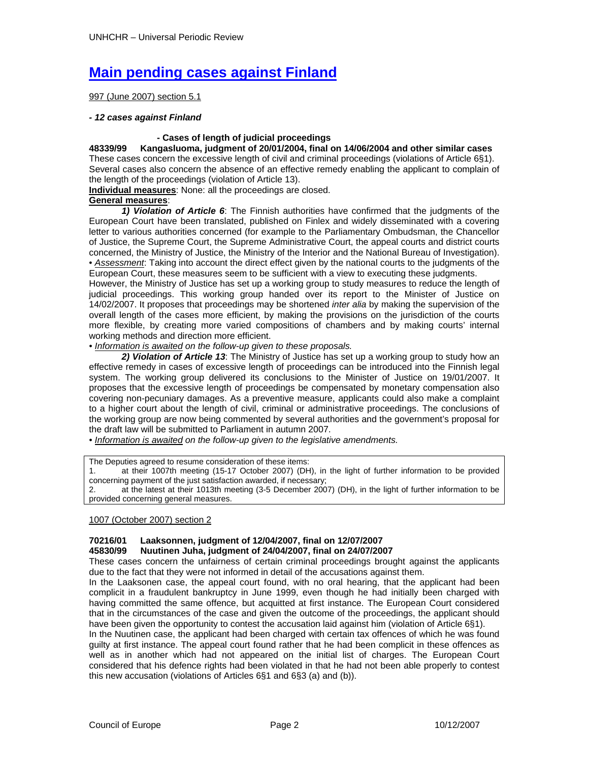# [Main pending cases against Finland](#)

997 (June 2007) section 5.1

***- 12 cases against Finland***

**- Cases of length of judicial proceedings**

**48339/99 Kangasluoma, judgment of 20/01/2004, final on 14/06/2004 and other similar cases**

These cases concern the excessive length of civil and criminal proceedings (violations of Article 6§1). Several cases also concern the absence of an effective remedy enabling the applicant to complain of the length of the proceedings (violation of Article 13).

**Individual measures**: None: all the proceedings are closed.

**General measures**:

***1) Violation of Article 6***: The Finnish authorities have confirmed that the judgments of the European Court have been translated, published on Finlex and widely disseminated with a covering letter to various authorities concerned (for example to the Parliamentary Ombudsman, the Chancellor of Justice, the Supreme Court, the Supreme Administrative Court, the appeal courts and district courts concerned, the Ministry of Justice, the Ministry of the Interior and the National Bureau of Investigation).

• *Assessment*: Taking into account the direct effect given by the national courts to the judgments of the European Court, these measures seem to be sufficient with a view to executing these judgments.

However, the Ministry of Justice has set up a working group to study measures to reduce the length of judicial proceedings. This working group handed over its report to the Minister of Justice on 14/02/2007. It proposes that proceedings may be shortened *inter alia* by making the supervision of the overall length of the cases more efficient, by making the provisions on the jurisdiction of the courts more flexible, by creating more varied compositions of chambers and by making courts' internal working methods and direction more efficient.

• *Information is awaited on the follow-up given to these proposals.*

***2) Violation of Article 13***: The Ministry of Justice has set up a working group to study how an effective remedy in cases of excessive length of proceedings can be introduced into the Finnish legal system. The working group delivered its conclusions to the Minister of Justice on 19/01/2007. It proposes that the excessive length of proceedings be compensated by monetary compensation also covering non-pecuniary damages. As a preventive measure, applicants could also make a complaint to a higher court about the length of civil, criminal or administrative proceedings. The conclusions of the working group are now being commented by several authorities and the government's proposal for the draft law will be submitted to Parliament in autumn 2007.

• *Information is awaited on the follow-up given to the legislative amendments.*

> The Deputies agreed to resume consideration of these items:
> 1. at their 1007th meeting (15-17 October 2007) (DH), in the light of further information to be provided concerning payment of the just satisfaction awarded, if necessary;
> 2. at the latest at their 1013th meeting (3-5 December 2007) (DH), in the light of further information to be provided concerning general measures.

1007 (October 2007) section 2

**70216/01 Laaksonnen, judgment of 12/04/2007, final on 12/07/2007**

**45830/99 Nuutinen Juha, judgment of 24/04/2007, final on 24/07/2007**

These cases concern the unfairness of certain criminal proceedings brought against the applicants due to the fact that they were not informed in detail of the accusations against them.

In the Laaksonen case, the appeal court found, with no oral hearing, that the applicant had been complicit in a fraudulent bankruptcy in June 1999, even though he had initially been charged with having committed the same offence, but acquitted at first instance. The European Court considered that in the circumstances of the case and given the outcome of the proceedings, the applicant should have been given the opportunity to contest the accusation laid against him (violation of Article 6§1).

In the Nuutinen case, the applicant had been charged with certain tax offences of which he was found guilty at first instance. The appeal court found rather that he had been complicit in these offences as well as in another which had not appeared on the initial list of charges. The European Court considered that his defence rights had been violated in that he had not been able properly to contest this new accusation (violations of Articles 6§1 and 6§3 (a) and (b)).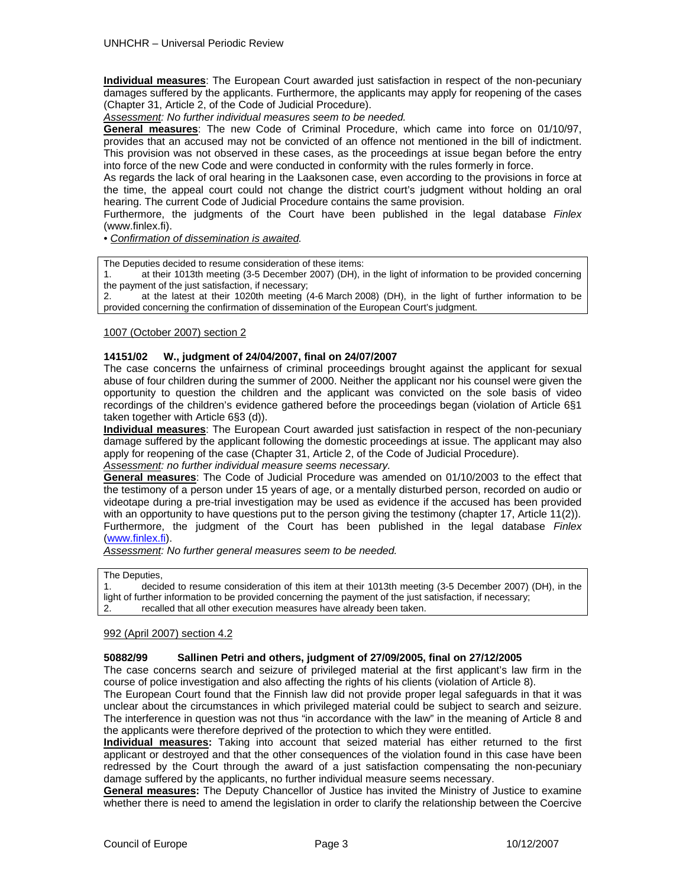**Individual measures**: The European Court awarded just satisfaction in respect of the non-pecuniary damages suffered by the applicants. Furthermore, the applicants may apply for reopening of the cases (Chapter 31, Article 2, of the Code of Judicial Procedure).

*Assessment: No further individual measures seem to be needed.*

**General measures**: The new Code of Criminal Procedure, which came into force on 01/10/97, provides that an accused may not be convicted of an offence not mentioned in the bill of indictment. This provision was not observed in these cases, as the proceedings at issue began before the entry into force of the new Code and were conducted in conformity with the rules formerly in force.

As regards the lack of oral hearing in the Laaksonen case, even according to the provisions in force at the time, the appeal court could not change the district court's judgment without holding an oral hearing. The current Code of Judicial Procedure contains the same provision.

Furthermore, the judgments of the Court have been published in the legal database *Finlex* (www.finlex.fi).

• *Confirmation of dissemination is awaited.*

| The Deputies decided to resume consideration of these items: |
|---|
| 1. at their 1013th meeting (3-5 December 2007) (DH), in the light of information to be provided concerning the payment of the just satisfaction, if necessary; |
| 2. at the latest at their 1020th meeting (4-6 March 2008) (DH), in the light of further information to be provided concerning the confirmation of dissemination of the European Court's judgment. |

1007 (October 2007) section 2

**14151/02 W., judgment of 24/04/2007, final on 24/07/2007**

The case concerns the unfairness of criminal proceedings brought against the applicant for sexual abuse of four children during the summer of 2000. Neither the applicant nor his counsel were given the opportunity to question the children and the applicant was convicted on the sole basis of video recordings of the children's evidence gathered before the proceedings began (violation of Article 6§1 taken together with Article 6§3 (d)).

**Individual measures**: The European Court awarded just satisfaction in respect of the non-pecuniary damage suffered by the applicant following the domestic proceedings at issue. The applicant may also apply for reopening of the case (Chapter 31, Article 2, of the Code of Judicial Procedure).

*Assessment: no further individual measure seems necessary.*

**General measures**: The Code of Judicial Procedure was amended on 01/10/2003 to the effect that the testimony of a person under 15 years of age, or a mentally disturbed person, recorded on audio or videotape during a pre-trial investigation may be used as evidence if the accused has been provided with an opportunity to have questions put to the person giving the testimony (chapter 17, Article 11(2)). Furthermore, the judgment of the Court has been published in the legal database *Finlex* (www.finlex.fi).

*Assessment: No further general measures seem to be needed.*

| The Deputies, |
|---|
| 1. decided to resume consideration of this item at their 1013th meeting (3-5 December 2007) (DH), in the light of further information to be provided concerning the payment of the just satisfaction, if necessary; |
| 2. recalled that all other execution measures have already been taken. |

992 (April 2007) section 4.2

**50882/99 Sallinen Petri and others, judgment of 27/09/2005, final on 27/12/2005**

The case concerns search and seizure of privileged material at the first applicant's law firm in the course of police investigation and also affecting the rights of his clients (violation of Article 8).

The European Court found that the Finnish law did not provide proper legal safeguards in that it was unclear about the circumstances in which privileged material could be subject to search and seizure. The interference in question was not thus "in accordance with the law" in the meaning of Article 8 and the applicants were therefore deprived of the protection to which they were entitled.

**Individual measures:** Taking into account that seized material has either returned to the first applicant or destroyed and that the other consequences of the violation found in this case have been redressed by the Court through the award of a just satisfaction compensating the non-pecuniary damage suffered by the applicants, no further individual measure seems necessary.

**General measures:** The Deputy Chancellor of Justice has invited the Ministry of Justice to examine whether there is need to amend the legislation in order to clarify the relationship between the Coercive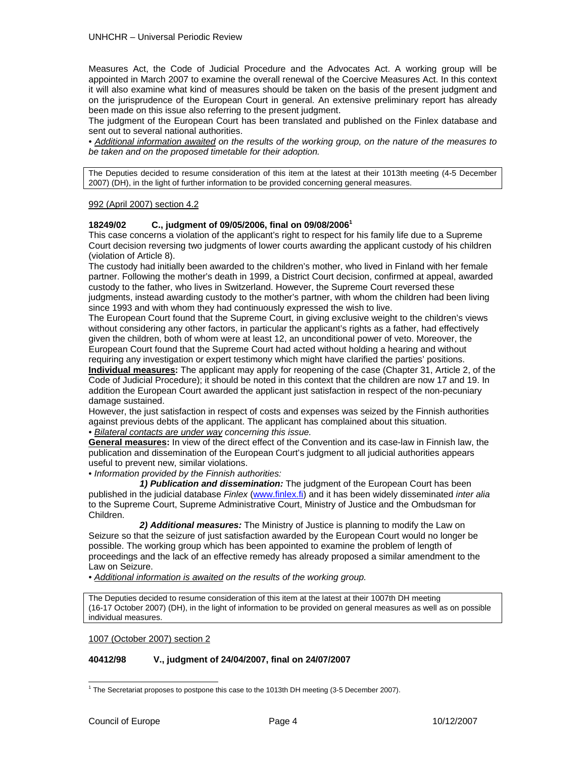Measures Act, the Code of Judicial Procedure and the Advocates Act. A working group will be appointed in March 2007 to examine the overall renewal of the Coercive Measures Act. In this context it will also examine what kind of measures should be taken on the basis of the present judgment and on the jurisprudence of the European Court in general. An extensive preliminary report has already been made on this issue also referring to the present judgment.

The judgment of the European Court has been translated and published on the Finlex database and sent out to several national authorities.

• *Additional information awaited on the results of the working group, on the nature of the measures to be taken and on the proposed timetable for their adoption.*

| The Deputies decided to resume consideration of this item at the latest at their 1013th meeting (4-5 December 2007) (DH), in the light of further information to be provided concerning general measures. |
|---|

992 (April 2007) section 4.2

**18249/02 C., judgment of 09/05/2006, final on 09/08/2006[1]**

This case concerns a violation of the applicant's right to respect for his family life due to a Supreme Court decision reversing two judgments of lower courts awarding the applicant custody of his children (violation of Article 8).

The custody had initially been awarded to the children's mother, who lived in Finland with her female partner. Following the mother's death in 1999, a District Court decision, confirmed at appeal, awarded custody to the father, who lives in Switzerland. However, the Supreme Court reversed these judgments, instead awarding custody to the mother's partner, with whom the children had been living since 1993 and with whom they had continuously expressed the wish to live.

The European Court found that the Supreme Court, in giving exclusive weight to the children's views without considering any other factors, in particular the applicant's rights as a father, had effectively given the children, both of whom were at least 12, an unconditional power of veto. Moreover, the European Court found that the Supreme Court had acted without holding a hearing and without requiring any investigation or expert testimony which might have clarified the parties' positions.

**Individual measures:** The applicant may apply for reopening of the case (Chapter 31, Article 2, of the Code of Judicial Procedure); it should be noted in this context that the children are now 17 and 19. In addition the European Court awarded the applicant just satisfaction in respect of the non-pecuniary damage sustained.

However, the just satisfaction in respect of costs and expenses was seized by the Finnish authorities against previous debts of the applicant. The applicant has complained about this situation.

• *Bilateral contacts are under way concerning this issue.*

**General measures:** In view of the direct effect of the Convention and its case-law in Finnish law, the publication and dissemination of the European Court's judgment to all judicial authorities appears useful to prevent new, similar violations.

• *Information provided by the Finnish authorities:*

***1) Publication and dissemination:*** The judgment of the European Court has been published in the judicial database *Finlex* (www.finlex.fi) and it has been widely disseminated *inter alia* to the Supreme Court, Supreme Administrative Court, Ministry of Justice and the Ombudsman for Children.

***2) Additional measures:*** The Ministry of Justice is planning to modify the Law on Seizure so that the seizure of just satisfaction awarded by the European Court would no longer be possible. The working group which has been appointed to examine the problem of length of proceedings and the lack of an effective remedy has already proposed a similar amendment to the Law on Seizure.

• *Additional information is awaited on the results of the working group.*

| The Deputies decided to resume consideration of this item at the latest at their 1007th DH meeting (16-17 October 2007) (DH), in the light of information to be provided on general measures as well as on possible individual measures. |
|---|

1007 (October 2007) section 2

**40412/98 V., judgment of 24/04/2007, final on 24/07/2007**

[1] The Secretariat proposes to postpone this case to the 1013th DH meeting (3-5 December 2007).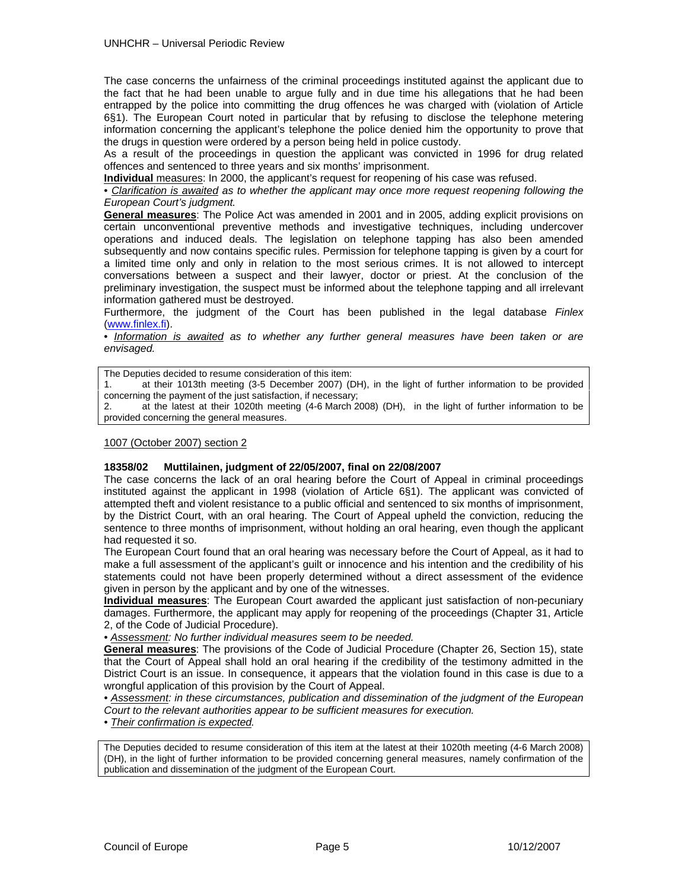The case concerns the unfairness of the criminal proceedings instituted against the applicant due to the fact that he had been unable to argue fully and in due time his allegations that he had been entrapped by the police into committing the drug offences he was charged with (violation of Article 6§1). The European Court noted in particular that by refusing to disclose the telephone metering information concerning the applicant's telephone the police denied him the opportunity to prove that the drugs in question were ordered by a person being held in police custody.

As a result of the proceedings in question the applicant was convicted in 1996 for drug related offences and sentenced to three years and six months' imprisonment.

**Individual** measures: In 2000, the applicant's request for reopening of his case was refused.

• *Clarification is awaited as to whether the applicant may once more request reopening following the European Court's judgment.*

**General measures**: The Police Act was amended in 2001 and in 2005, adding explicit provisions on certain unconventional preventive methods and investigative techniques, including undercover operations and induced deals. The legislation on telephone tapping has also been amended subsequently and now contains specific rules. Permission for telephone tapping is given by a court for a limited time only and only in relation to the most serious crimes. It is not allowed to intercept conversations between a suspect and their lawyer, doctor or priest. At the conclusion of the preliminary investigation, the suspect must be informed about the telephone tapping and all irrelevant information gathered must be destroyed.

Furthermore, the judgment of the Court has been published in the legal database *Finlex* (www.finlex.fi).

• *Information is awaited as to whether any further general measures have been taken or are envisaged.*

The Deputies decided to resume consideration of this item:
1. at their 1013th meeting (3-5 December 2007) (DH), in the light of further information to be provided concerning the payment of the just satisfaction, if necessary;
2. at the latest at their 1020th meeting (4-6 March 2008) (DH), in the light of further information to be provided concerning the general measures.

1007 (October 2007) section 2

**18358/02 Muttilainen, judgment of 22/05/2007, final on 22/08/2007**

The case concerns the lack of an oral hearing before the Court of Appeal in criminal proceedings instituted against the applicant in 1998 (violation of Article 6§1). The applicant was convicted of attempted theft and violent resistance to a public official and sentenced to six months of imprisonment, by the District Court, with an oral hearing. The Court of Appeal upheld the conviction, reducing the sentence to three months of imprisonment, without holding an oral hearing, even though the applicant had requested it so.

The European Court found that an oral hearing was necessary before the Court of Appeal, as it had to make a full assessment of the applicant's guilt or innocence and his intention and the credibility of his statements could not have been properly determined without a direct assessment of the evidence given in person by the applicant and by one of the witnesses.

**Individual measures**: The European Court awarded the applicant just satisfaction of non-pecuniary damages. Furthermore, the applicant may apply for reopening of the proceedings (Chapter 31, Article 2, of the Code of Judicial Procedure).

• *Assessment: No further individual measures seem to be needed.*

**General measures**: The provisions of the Code of Judicial Procedure (Chapter 26, Section 15), state that the Court of Appeal shall hold an oral hearing if the credibility of the testimony admitted in the District Court is an issue. In consequence, it appears that the violation found in this case is due to a wrongful application of this provision by the Court of Appeal.

• *Assessment: in these circumstances, publication and dissemination of the judgment of the European Court to the relevant authorities appear to be sufficient measures for execution.*

• *Their confirmation is expected.*

The Deputies decided to resume consideration of this item at the latest at their 1020th meeting (4-6 March 2008) (DH), in the light of further information to be provided concerning general measures, namely confirmation of the publication and dissemination of the judgment of the European Court.